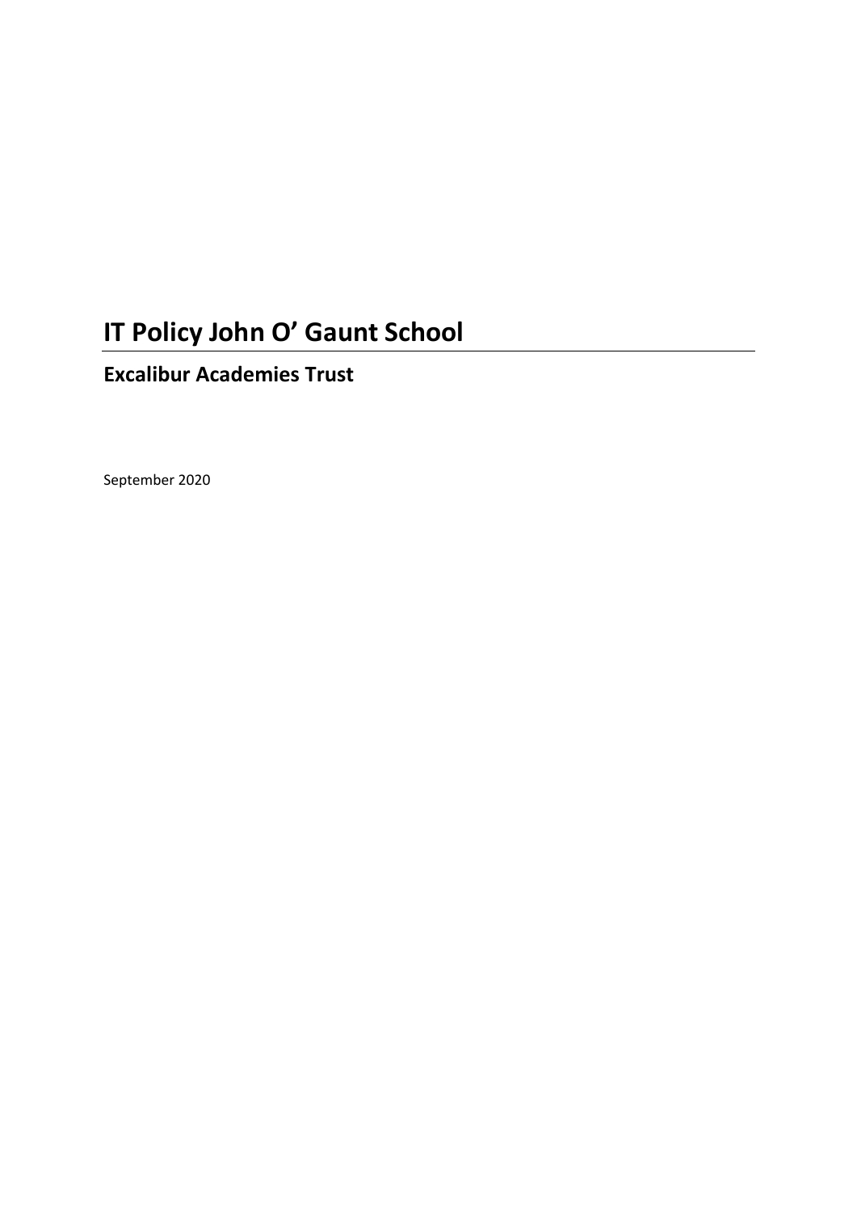# IT Policy John O' Gaunt School

## Excalibur Academies Trust

September 2020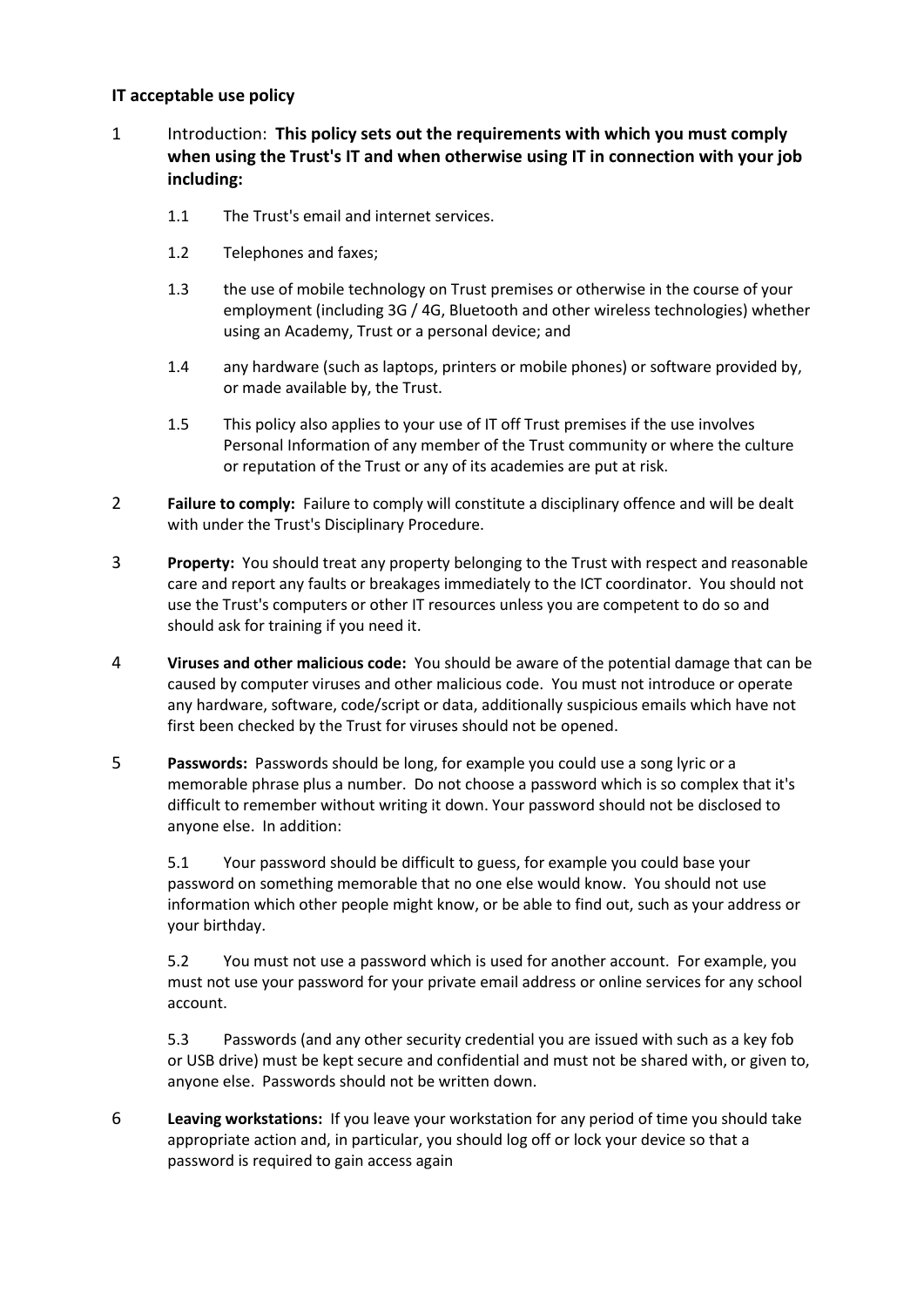**IT acceptable use policy**

1 Introduction: **This policy sets out the requirements with which you must comply when using the Trust's IT and when otherwise using IT in connection with your job including:**

1.1 The Trust's email and internet services.

1.2 Telephones and faxes;

1.3 the use of mobile technology on Trust premises or otherwise in the course of your employment (including 3G / 4G, Bluetooth and other wireless technologies) whether using an Academy, Trust or a personal device; and

1.4 any hardware (such as laptops, printers or mobile phones) or software provided by, or made available by, the Trust.

1.5 This policy also applies to your use of IT off Trust premises if the use involves Personal Information of any member of the Trust community or where the culture or reputation of the Trust or any of its academies are put at risk.

2 **Failure to comply:** Failure to comply will constitute a disciplinary offence and will be dealt with under the Trust's Disciplinary Procedure.

3 **Property:** You should treat any property belonging to the Trust with respect and reasonable care and report any faults or breakages immediately to the ICT coordinator. You should not use the Trust's computers or other IT resources unless you are competent to do so and should ask for training if you need it.

4 **Viruses and other malicious code:** You should be aware of the potential damage that can be caused by computer viruses and other malicious code. You must not introduce or operate any hardware, software, code/script or data, additionally suspicious emails which have not first been checked by the Trust for viruses should not be opened.

5 **Passwords:** Passwords should be long, for example you could use a song lyric or a memorable phrase plus a number. Do not choose a password which is so complex that it's difficult to remember without writing it down. Your password should not be disclosed to anyone else. In addition:

5.1 Your password should be difficult to guess, for example you could base your password on something memorable that no one else would know. You should not use information which other people might know, or be able to find out, such as your address or your birthday.

5.2 You must not use a password which is used for another account. For example, you must not use your password for your private email address or online services for any school account.

5.3 Passwords (and any other security credential you are issued with such as a key fob or USB drive) must be kept secure and confidential and must not be shared with, or given to, anyone else. Passwords should not be written down.

6 **Leaving workstations:** If you leave your workstation for any period of time you should take appropriate action and, in particular, you should log off or lock your device so that a password is required to gain access again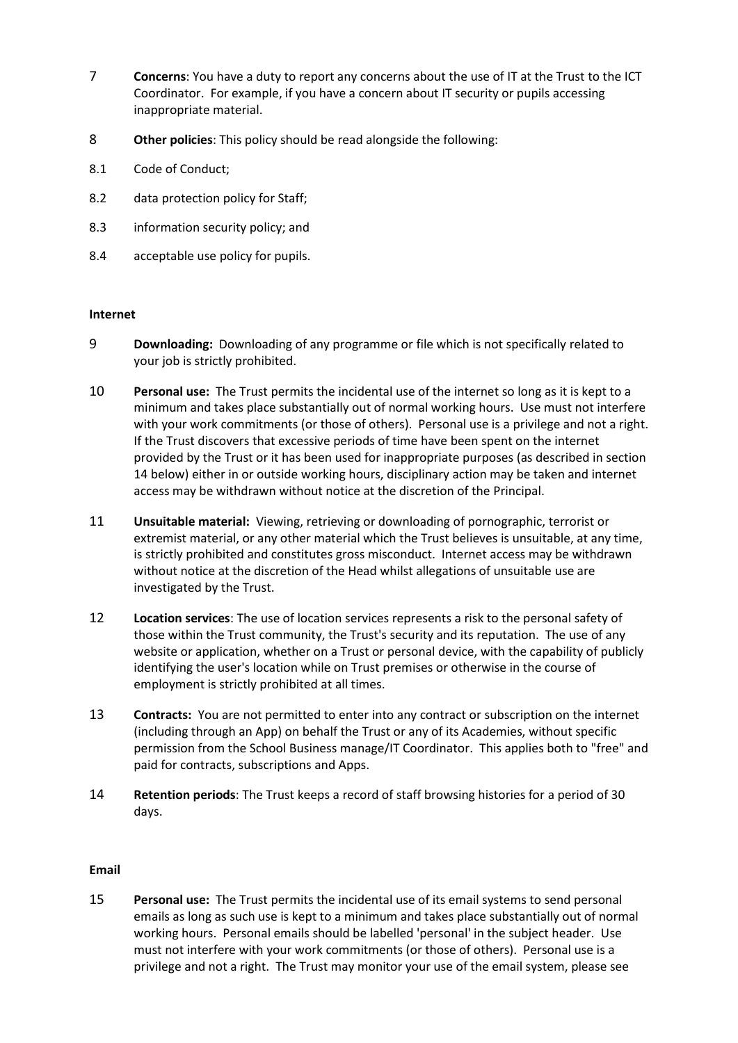7 **Concerns**: You have a duty to report any concerns about the use of IT at the Trust to the ICT Coordinator. For example, if you have a concern about IT security or pupils accessing inappropriate material.

8 **Other policies**: This policy should be read alongside the following:

8.1 Code of Conduct;

8.2 data protection policy for Staff;

8.3 information security policy; and

8.4 acceptable use policy for pupils.

**Internet**

9 **Downloading:** Downloading of any programme or file which is not specifically related to your job is strictly prohibited.

10 **Personal use:** The Trust permits the incidental use of the internet so long as it is kept to a minimum and takes place substantially out of normal working hours. Use must not interfere with your work commitments (or those of others). Personal use is a privilege and not a right. If the Trust discovers that excessive periods of time have been spent on the internet provided by the Trust or it has been used for inappropriate purposes (as described in section 14 below) either in or outside working hours, disciplinary action may be taken and internet access may be withdrawn without notice at the discretion of the Principal.

11 **Unsuitable material:** Viewing, retrieving or downloading of pornographic, terrorist or extremist material, or any other material which the Trust believes is unsuitable, at any time, is strictly prohibited and constitutes gross misconduct. Internet access may be withdrawn without notice at the discretion of the Head whilst allegations of unsuitable use are investigated by the Trust.

12 **Location services**: The use of location services represents a risk to the personal safety of those within the Trust community, the Trust's security and its reputation. The use of any website or application, whether on a Trust or personal device, with the capability of publicly identifying the user's location while on Trust premises or otherwise in the course of employment is strictly prohibited at all times.

13 **Contracts:** You are not permitted to enter into any contract or subscription on the internet (including through an App) on behalf the Trust or any of its Academies, without specific permission from the School Business manage/IT Coordinator. This applies both to "free" and paid for contracts, subscriptions and Apps.

14 **Retention periods**: The Trust keeps a record of staff browsing histories for a period of 30 days.

**Email**

15 **Personal use:** The Trust permits the incidental use of its email systems to send personal emails as long as such use is kept to a minimum and takes place substantially out of normal working hours. Personal emails should be labelled 'personal' in the subject header. Use must not interfere with your work commitments (or those of others). Personal use is a privilege and not a right. The Trust may monitor your use of the email system, please see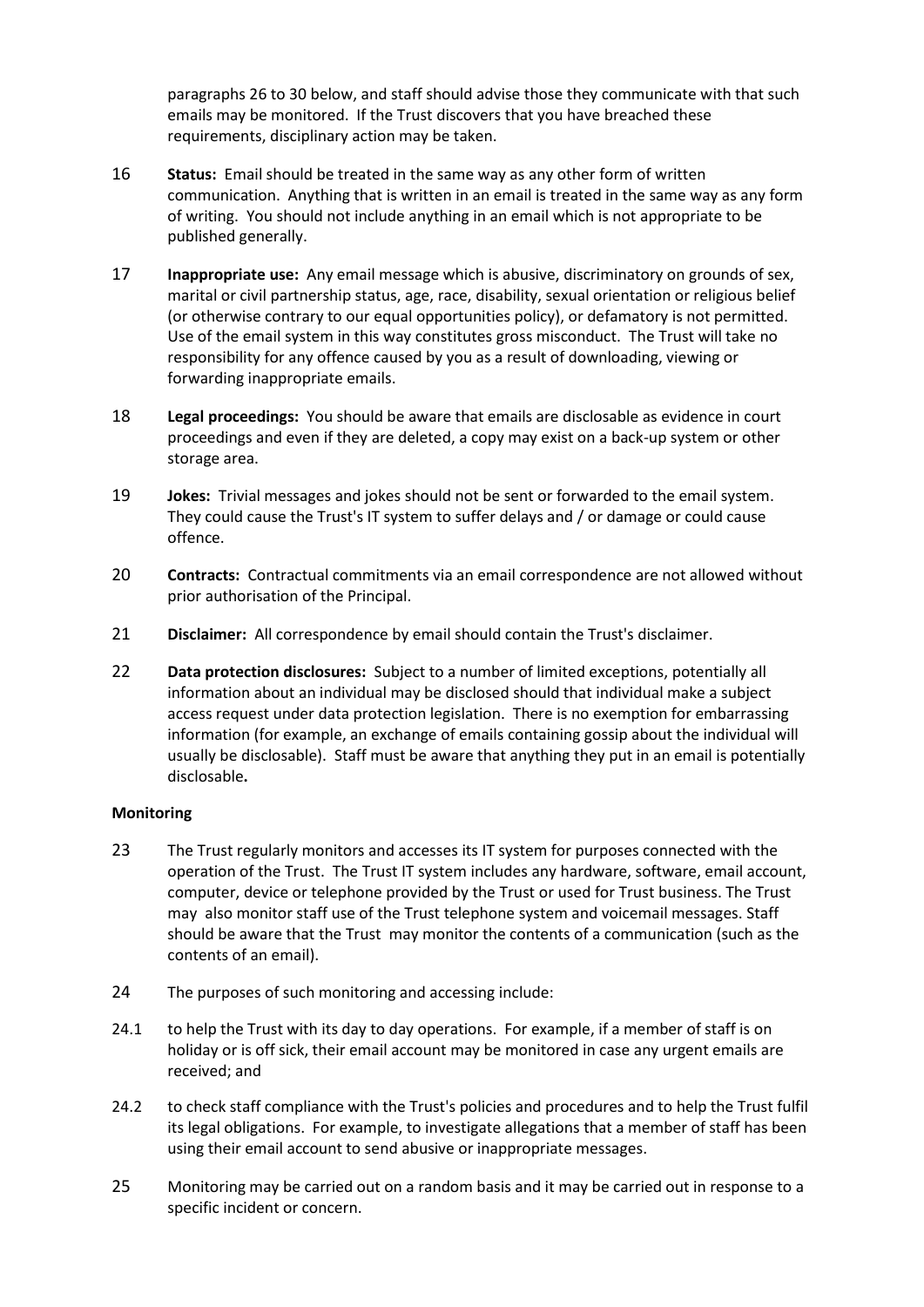paragraphs 26 to 30 below, and staff should advise those they communicate with that such emails may be monitored. If the Trust discovers that you have breached these requirements, disciplinary action may be taken.

16 **Status:** Email should be treated in the same way as any other form of written communication. Anything that is written in an email is treated in the same way as any form of writing. You should not include anything in an email which is not appropriate to be published generally.

17 **Inappropriate use:** Any email message which is abusive, discriminatory on grounds of sex, marital or civil partnership status, age, race, disability, sexual orientation or religious belief (or otherwise contrary to our equal opportunities policy), or defamatory is not permitted. Use of the email system in this way constitutes gross misconduct. The Trust will take no responsibility for any offence caused by you as a result of downloading, viewing or forwarding inappropriate emails.

18 **Legal proceedings:** You should be aware that emails are disclosable as evidence in court proceedings and even if they are deleted, a copy may exist on a back-up system or other storage area.

19 **Jokes:** Trivial messages and jokes should not be sent or forwarded to the email system. They could cause the Trust's IT system to suffer delays and / or damage or could cause offence.

20 **Contracts:** Contractual commitments via an email correspondence are not allowed without prior authorisation of the Principal.

21 **Disclaimer:** All correspondence by email should contain the Trust's disclaimer.

22 **Data protection disclosures:** Subject to a number of limited exceptions, potentially all information about an individual may be disclosed should that individual make a subject access request under data protection legislation. There is no exemption for embarrassing information (for example, an exchange of emails containing gossip about the individual will usually be disclosable). Staff must be aware that anything they put in an email is potentially disclosable**.**

**Monitoring**

23 The Trust regularly monitors and accesses its IT system for purposes connected with the operation of the Trust. The Trust IT system includes any hardware, software, email account, computer, device or telephone provided by the Trust or used for Trust business. The Trust may also monitor staff use of the Trust telephone system and voicemail messages. Staff should be aware that the Trust may monitor the contents of a communication (such as the contents of an email).

24 The purposes of such monitoring and accessing include:

24.1 to help the Trust with its day to day operations. For example, if a member of staff is on holiday or is off sick, their email account may be monitored in case any urgent emails are received; and

24.2 to check staff compliance with the Trust's policies and procedures and to help the Trust fulfil its legal obligations. For example, to investigate allegations that a member of staff has been using their email account to send abusive or inappropriate messages.

25 Monitoring may be carried out on a random basis and it may be carried out in response to a specific incident or concern.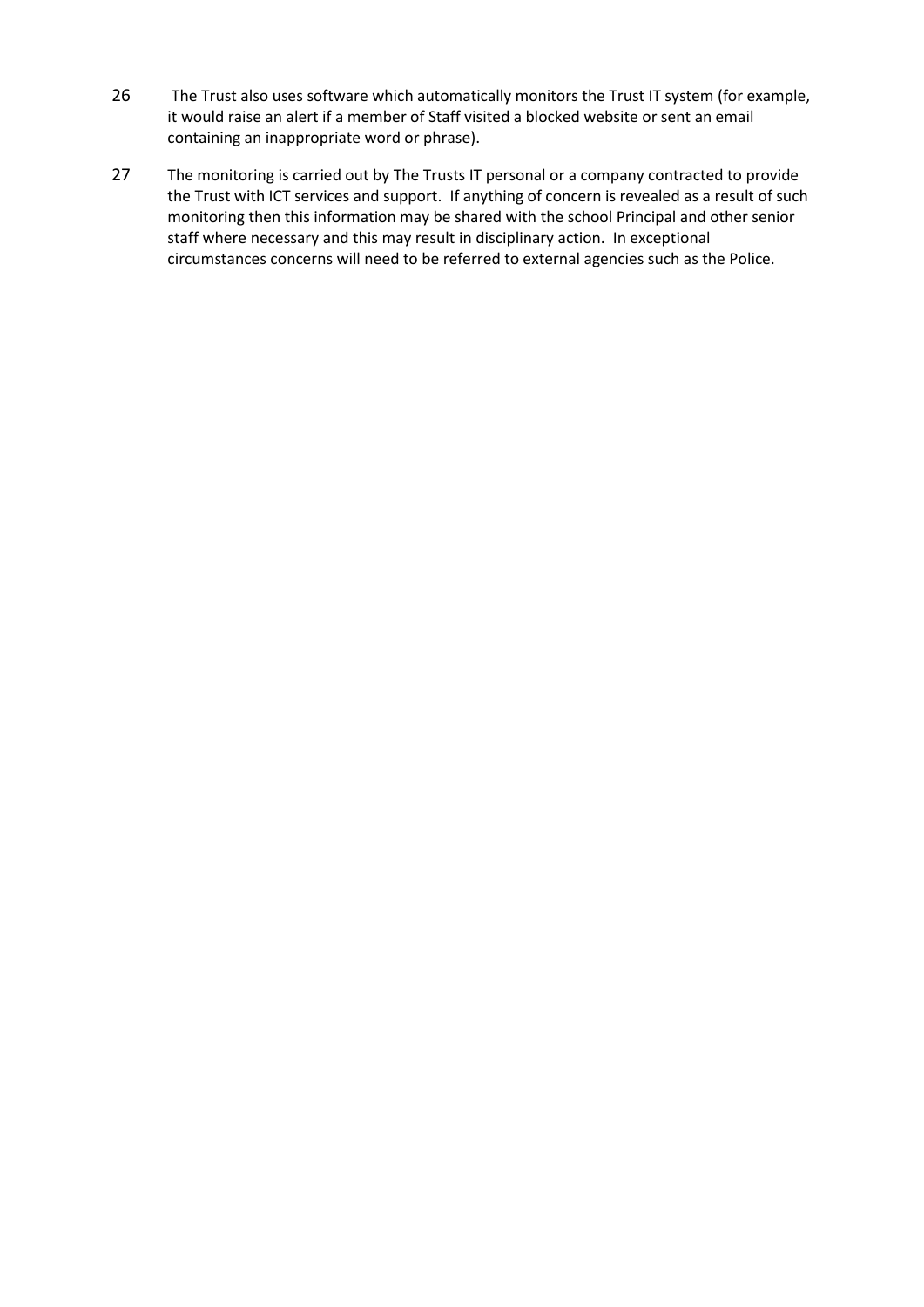26 The Trust also uses software which automatically monitors the Trust IT system (for example, it would raise an alert if a member of Staff visited a blocked website or sent an email containing an inappropriate word or phrase).

27 The monitoring is carried out by The Trusts IT personal or a company contracted to provide the Trust with ICT services and support. If anything of concern is revealed as a result of such monitoring then this information may be shared with the school Principal and other senior staff where necessary and this may result in disciplinary action. In exceptional circumstances concerns will need to be referred to external agencies such as the Police.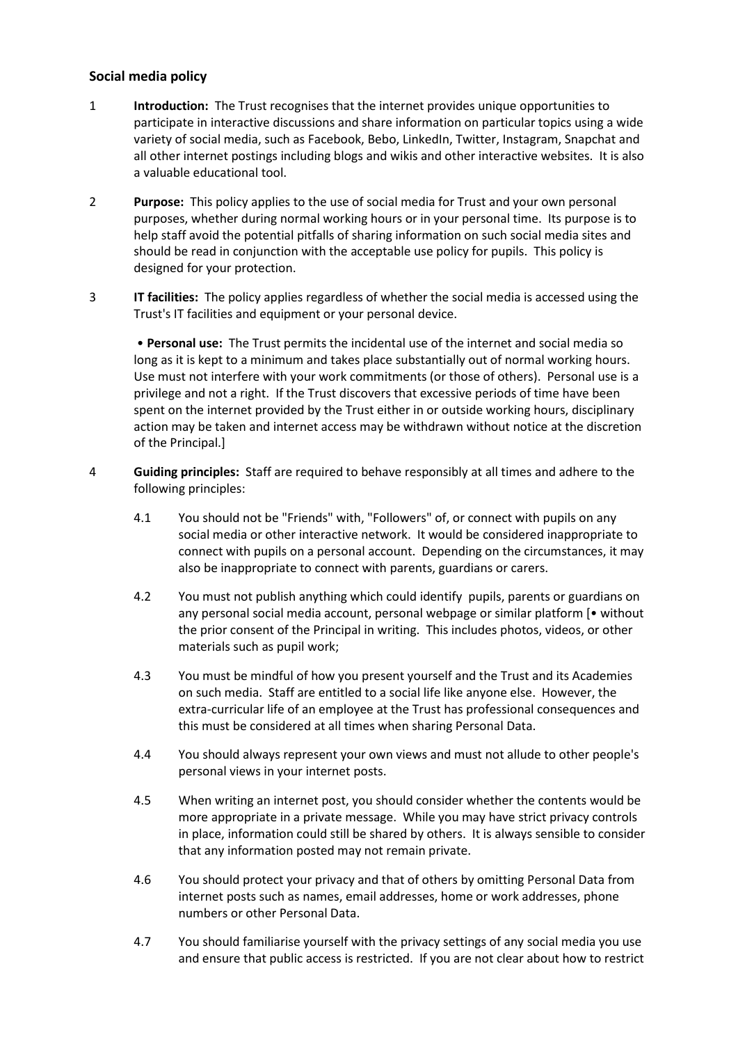## Social media policy

1 **Introduction:** The Trust recognises that the internet provides unique opportunities to participate in interactive discussions and share information on particular topics using a wide variety of social media, such as Facebook, Bebo, LinkedIn, Twitter, Instagram, Snapchat and all other internet postings including blogs and wikis and other interactive websites. It is also a valuable educational tool.

2 **Purpose:** This policy applies to the use of social media for Trust and your own personal purposes, whether during normal working hours or in your personal time. Its purpose is to help staff avoid the potential pitfalls of sharing information on such social media sites and should be read in conjunction with the acceptable use policy for pupils. This policy is designed for your protection.

3 **IT facilities:** The policy applies regardless of whether the social media is accessed using the Trust's IT facilities and equipment or your personal device.

• **Personal use:** The Trust permits the incidental use of the internet and social media so long as it is kept to a minimum and takes place substantially out of normal working hours. Use must not interfere with your work commitments (or those of others). Personal use is a privilege and not a right. If the Trust discovers that excessive periods of time have been spent on the internet provided by the Trust either in or outside working hours, disciplinary action may be taken and internet access may be withdrawn without notice at the discretion of the Principal.]

4 **Guiding principles:** Staff are required to behave responsibly at all times and adhere to the following principles:

4.1 You should not be "Friends" with, "Followers" of, or connect with pupils on any social media or other interactive network. It would be considered inappropriate to connect with pupils on a personal account. Depending on the circumstances, it may also be inappropriate to connect with parents, guardians or carers.

4.2 You must not publish anything which could identify pupils, parents or guardians on any personal social media account, personal webpage or similar platform [• without the prior consent of the Principal in writing. This includes photos, videos, or other materials such as pupil work;

4.3 You must be mindful of how you present yourself and the Trust and its Academies on such media. Staff are entitled to a social life like anyone else. However, the extra-curricular life of an employee at the Trust has professional consequences and this must be considered at all times when sharing Personal Data.

4.4 You should always represent your own views and must not allude to other people's personal views in your internet posts.

4.5 When writing an internet post, you should consider whether the contents would be more appropriate in a private message. While you may have strict privacy controls in place, information could still be shared by others. It is always sensible to consider that any information posted may not remain private.

4.6 You should protect your privacy and that of others by omitting Personal Data from internet posts such as names, email addresses, home or work addresses, phone numbers or other Personal Data.

4.7 You should familiarise yourself with the privacy settings of any social media you use and ensure that public access is restricted. If you are not clear about how to restrict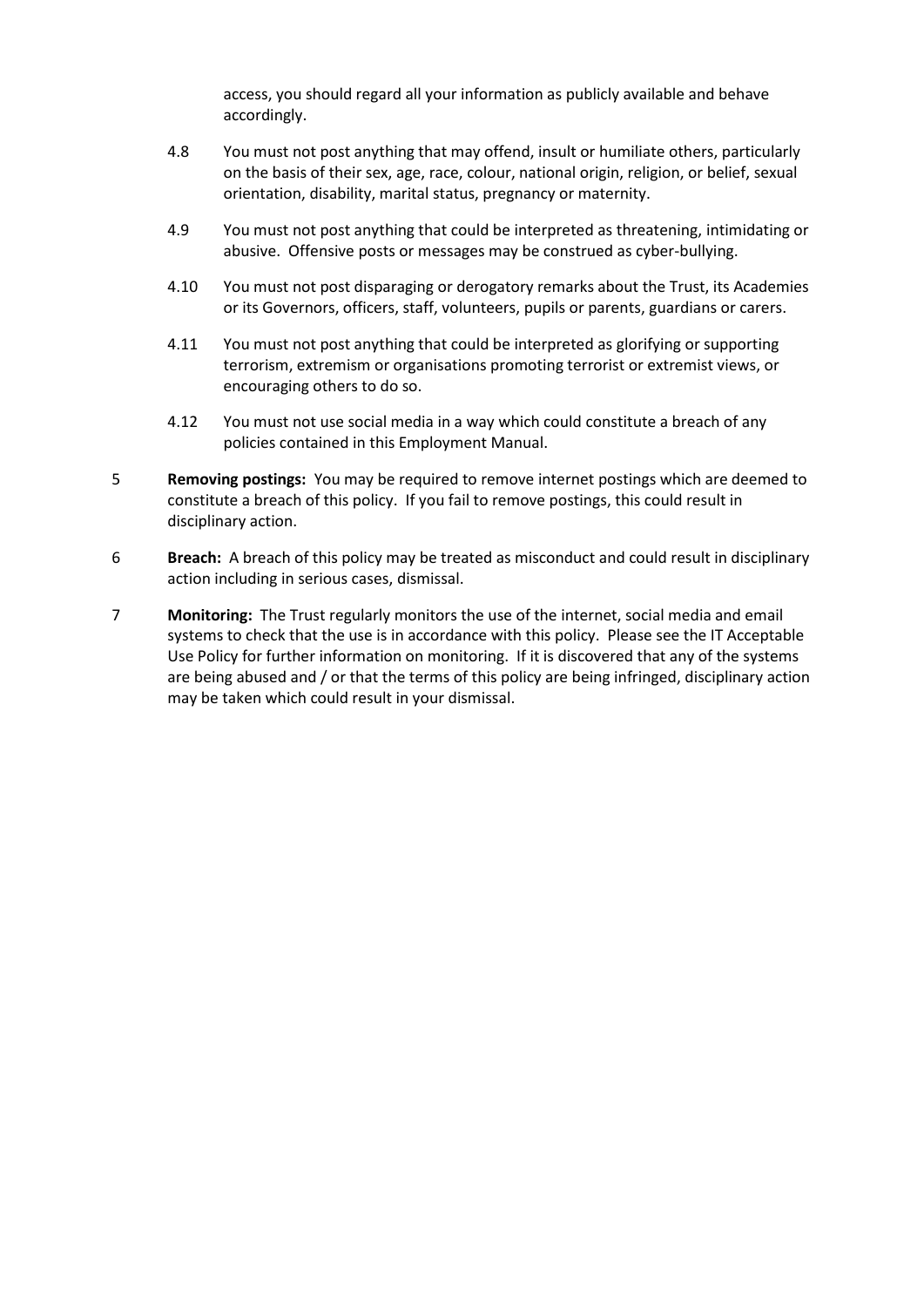access, you should regard all your information as publicly available and behave accordingly.

4.8 You must not post anything that may offend, insult or humiliate others, particularly on the basis of their sex, age, race, colour, national origin, religion, or belief, sexual orientation, disability, marital status, pregnancy or maternity.

4.9 You must not post anything that could be interpreted as threatening, intimidating or abusive. Offensive posts or messages may be construed as cyber-bullying.

4.10 You must not post disparaging or derogatory remarks about the Trust, its Academies or its Governors, officers, staff, volunteers, pupils or parents, guardians or carers.

4.11 You must not post anything that could be interpreted as glorifying or supporting terrorism, extremism or organisations promoting terrorist or extremist views, or encouraging others to do so.

4.12 You must not use social media in a way which could constitute a breach of any policies contained in this Employment Manual.

5 **Removing postings:** You may be required to remove internet postings which are deemed to constitute a breach of this policy. If you fail to remove postings, this could result in disciplinary action.

6 **Breach:** A breach of this policy may be treated as misconduct and could result in disciplinary action including in serious cases, dismissal.

7 **Monitoring:** The Trust regularly monitors the use of the internet, social media and email systems to check that the use is in accordance with this policy. Please see the IT Acceptable Use Policy for further information on monitoring. If it is discovered that any of the systems are being abused and / or that the terms of this policy are being infringed, disciplinary action may be taken which could result in your dismissal.